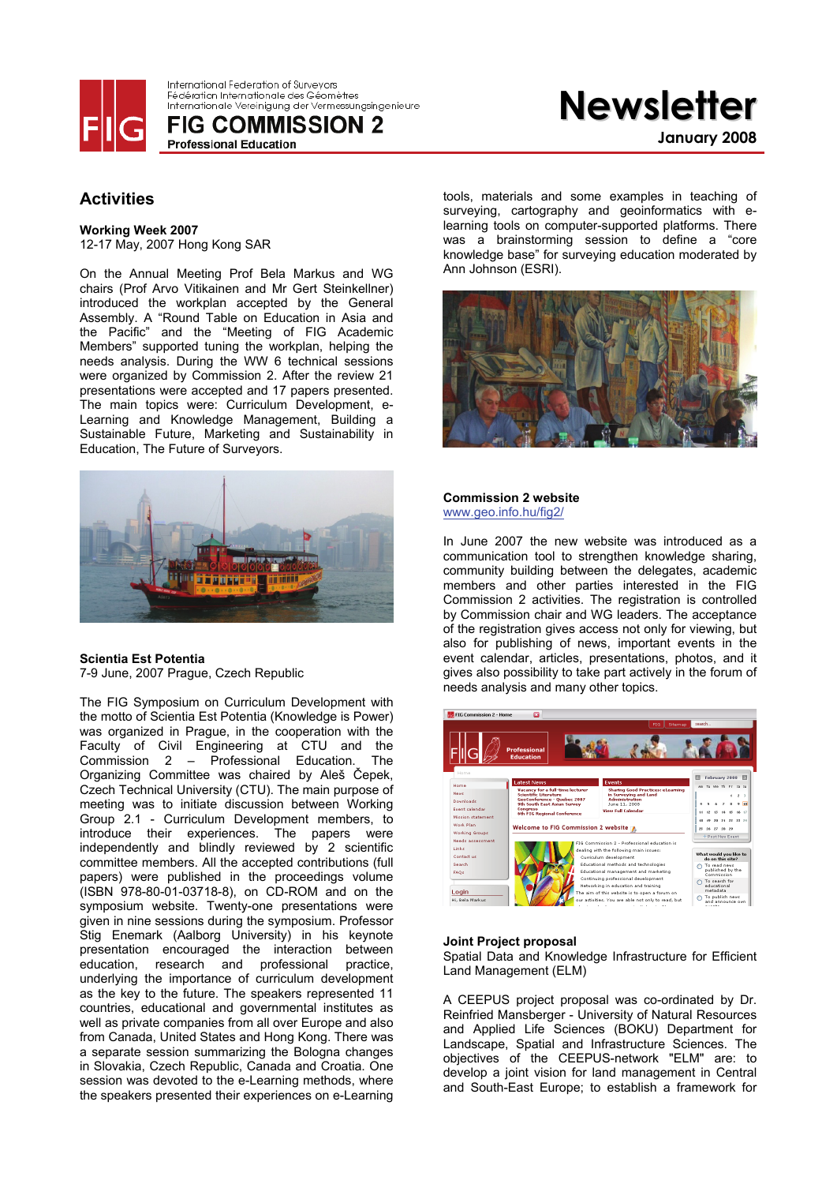International Federation of Surveyors
Fédération Internationale des Géomètres
Internationale Vereinigung der Vermessungsingenieure

# FIG COMMISSION 2
**Professional Education**

# Newsletter
**January 2008**

## Activities

**Working Week 2007**
12-17 May, 2007 Hong Kong SAR

On the Annual Meeting Prof Bela Markus and WG chairs (Prof Arvo Vitikainen and Mr Gert Steinkellner) introduced the workplan accepted by the General Assembly. A "Round Table on Education in Asia and the Pacific" and the "Meeting of FIG Academic Members" supported tuning the workplan, helping the needs analysis. During the WW 6 technical sessions were organized by Commission 2. After the review 21 presentations were accepted and 17 papers presented. The main topics were: Curriculum Development, e-Learning and Knowledge Management, Building a Sustainable Future, Marketing and Sustainability in Education, The Future of Surveyors.

**Scientia Est Potentia**
7-9 June, 2007 Prague, Czech Republic

The FIG Symposium on Curriculum Development with the motto of Scientia Est Potentia (Knowledge is Power) was organized in Prague, in the cooperation with the Faculty of Civil Engineering at CTU and the Commission 2 – Professional Education. The Organizing Committee was chaired by Aleš Čepek, Czech Technical University (CTU). The main purpose of meeting was to initiate discussion between Working Group 2.1 - Curriculum Development members, to introduce their experiences. The papers were independently and blindly reviewed by 2 scientific committee members. All the accepted contributions (full papers) were published in the proceedings volume (ISBN 978-80-01-03718-8), on CD-ROM and on the symposium website. Twenty-one presentations were given in nine sessions during the symposium. Professor Stig Enemark (Aalborg University) in his keynote presentation encouraged the interaction between education, research and professional practice, underlying the importance of curriculum development as the key to the future. The speakers represented 11 countries, educational and governmental institutes as well as private companies from all over Europe and also from Canada, United States and Hong Kong. There was a separate session summarizing the Bologna changes in Slovakia, Czech Republic, Canada and Croatia. One session was devoted to the e-Learning methods, where the speakers presented their experiences on e-Learning tools, materials and some examples in teaching of surveying, cartography and geoinformatics with e-learning tools on computer-supported platforms. There was a brainstorming session to define a "core knowledge base" for surveying education moderated by Ann Johnson (ESRI).

**Commission 2 website**
www.geo.info.hu/fig2/

In June 2007 the new website was introduced as a communication tool to strengthen knowledge sharing, community building between the delegates, academic members and other parties interested in the FIG Commission 2 activities. The registration is controlled by Commission chair and WG leaders. The acceptance of the registration gives access not only for viewing, but also for publishing of news, important events in the event calendar, articles, presentations, photos, and it gives also possibility to take part actively in the forum of needs analysis and many other topics.

**Joint Project proposal**
Spatial Data and Knowledge Infrastructure for Efficient Land Management (ELM)

A CEEPUS project proposal was co-ordinated by Dr. Reinfried Mansberger - University of Natural Resources and Applied Life Sciences (BOKU) Department for Landscape, Spatial and Infrastructure Sciences. The objectives of the CEEPUS-network "ELM" are: to develop a joint vision for land management in Central and South-East Europe; to establish a framework for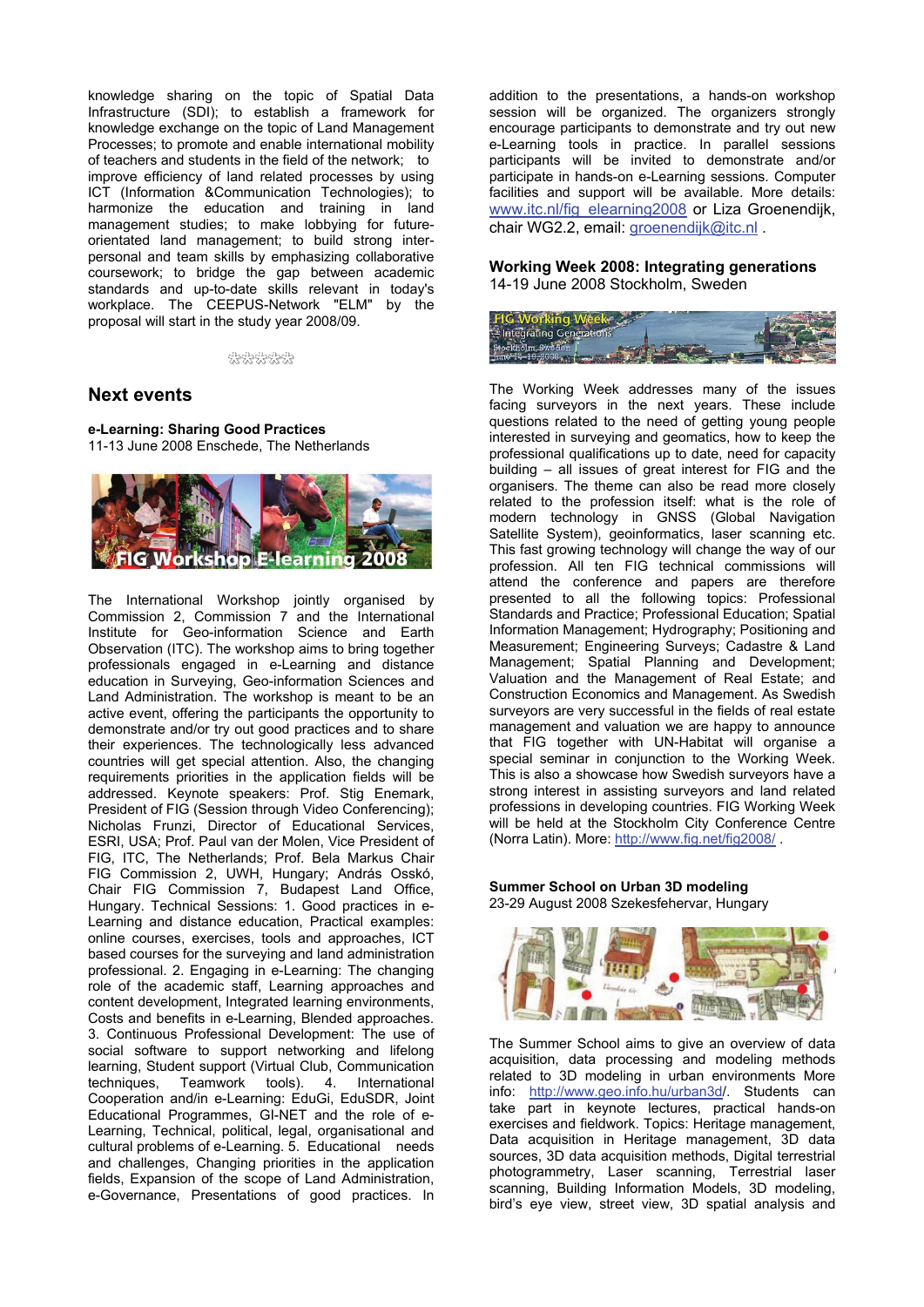knowledge sharing on the topic of Spatial Data Infrastructure (SDI); to establish a framework for knowledge exchange on the topic of Land Management Processes; to promote and enable international mobility of teachers and students in the field of the network; to improve efficiency of land related processes by using ICT (Information &Communication Technologies); to harmonize the education and training in land management studies; to make lobbying for future-orientated land management; to build strong inter-personal and team skills by emphasizing collaborative coursework; to bridge the gap between academic standards and up-to-date skills relevant in today's workplace. The CEEPUS-Network "ELM" by the proposal will start in the study year 2008/09.

☆☆☆☆☆

## Next events

**e-Learning: Sharing Good Practices**
11-13 June 2008 Enschede, The Netherlands

The International Workshop jointly organised by Commission 2, Commission 7 and the International Institute for Geo-information Science and Earth Observation (ITC). The workshop aims to bring together professionals engaged in e-Learning and distance education in Surveying, Geo-information Sciences and Land Administration. The workshop is meant to be an active event, offering the participants the opportunity to demonstrate and/or try out good practices and to share their experiences. The technologically less advanced countries will get special attention. Also, the changing requirements priorities in the application fields will be addressed. Keynote speakers: Prof. Stig Enemark, President of FIG (Session through Video Conferencing); Nicholas Frunzi, Director of Educational Services, ESRI, USA; Prof. Paul van der Molen, Vice President of FIG, ITC, The Netherlands; Prof. Bela Markus Chair FIG Commission 2, UWH, Hungary; András Osskó, Chair FIG Commission 7, Budapest Land Office, Hungary. Technical Sessions: 1. Good practices in e-Learning and distance education, Practical examples: online courses, exercises, tools and approaches, ICT based courses for the surveying and land administration professional. 2. Engaging in e-Learning: The changing role of the academic staff, Learning approaches and content development, Integrated learning environments, Costs and benefits in e-Learning, Blended approaches. 3. Continuous Professional Development: The use of social software to support networking and lifelong learning, Student support (Virtual Club, Communication techniques, Teamwork tools). 4. International Cooperation and/in e-Learning: EduGi, EduSDR, Joint Educational Programmes, GI-NET and the role of e-Learning, Technical, political, legal, organisational and cultural problems of e-Learning. 5. Educational needs and challenges, Changing priorities in the application fields, Expansion of the scope of Land Administration, e-Governance, Presentations of good practices. In addition to the presentations, a hands-on workshop session will be organized. The organizers strongly encourage participants to demonstrate and try out new e-Learning tools in practice. In parallel sessions participants will be invited to demonstrate and/or participate in hands-on e-Learning sessions. Computer facilities and support will be available. More details: www.itc.nl/fig_elearning2008 or Liza Groenendijk, chair WG2.2, email: groenendijk@itc.nl .

**Working Week 2008: Integrating generations**
14-19 June 2008 Stockholm, Sweden

The Working Week addresses many of the issues facing surveyors in the next years. These include questions related to the need of getting young people interested in surveying and geomatics, how to keep the professional qualifications up to date, need for capacity building – all issues of great interest for FIG and the organisers. The theme can also be read more closely related to the profession itself: what is the role of modern technology in GNSS (Global Navigation Satellite System), geoinformatics, laser scanning etc. This fast growing technology will change the way of our profession. All ten FIG technical commissions will attend the conference and papers are therefore presented to all the following topics: Professional Standards and Practice; Professional Education; Spatial Information Management; Hydrography; Positioning and Measurement; Engineering Surveys; Cadastre & Land Management; Spatial Planning and Development; Valuation and the Management of Real Estate; and Construction Economics and Management. As Swedish surveyors are very successful in the fields of real estate management and valuation we are happy to announce that FIG together with UN-Habitat will organise a special seminar in conjunction to the Working Week. This is also a showcase how Swedish surveyors have a strong interest in assisting surveyors and land related professions in developing countries. FIG Working Week will be held at the Stockholm City Conference Centre (Norra Latin). More: http://www.fig.net/fig2008/ .

**Summer School on Urban 3D modeling**
23-29 August 2008 Szekesfehervar, Hungary

The Summer School aims to give an overview of data acquisition, data processing and modeling methods related to 3D modeling in urban environments More info: http://www.geo.info.hu/urban3d/. Students can take part in keynote lectures, practical hands-on exercises and fieldwork. Topics: Heritage management, Data acquisition in Heritage management, 3D data sources, 3D data acquisition methods, Digital terrestrial photogrammetry, Laser scanning, Terrestrial laser scanning, Building Information Models, 3D modeling, bird's eye view, street view, 3D spatial analysis and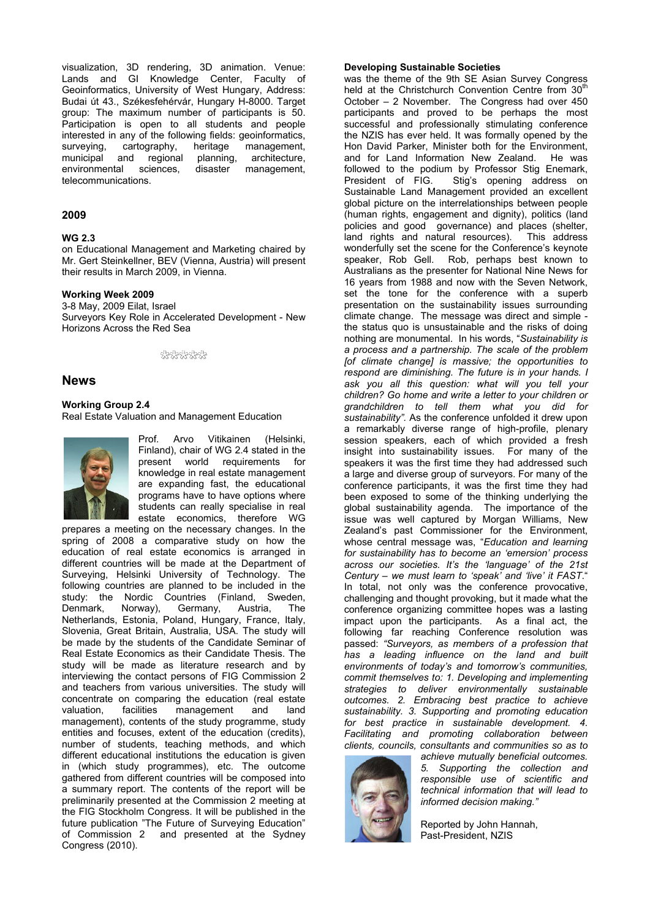visualization, 3D rendering, 3D animation. Venue: Lands and GI Knowledge Center, Faculty of Geoinformatics, University of West Hungary, Address: Budai út 43., Székesfehérvár, Hungary H-8000. Target group: The maximum number of participants is 50. Participation is open to all students and people interested in any of the following fields: geoinformatics, surveying, cartography, heritage management, municipal and regional planning, architecture, environmental sciences, disaster management, telecommunications.

## 2009

**WG 2.3**
on Educational Management and Marketing chaired by Mr. Gert Steinkellner, BEV (Vienna, Austria) will present their results in March 2009, in Vienna.

**Working Week 2009**
3-8 May, 2009 Eilat, Israel
Surveyors Key Role in Accelerated Development - New Horizons Across the Red Sea

☆☆☆☆☆

# News

**Working Group 2.4**
Real Estate Valuation and Management Education

Prof. Arvo Vitikainen (Helsinki, Finland), chair of WG 2.4 stated in the present world requirements for knowledge in real estate management are expanding fast, the educational programs have to have options where students can really specialise in real estate economics, therefore WG prepares a meeting on the necessary changes. In the spring of 2008 a comparative study on how the education of real estate economics is arranged in different countries will be made at the Department of Surveying, Helsinki University of Technology. The following countries are planned to be included in the study: the Nordic Countries (Finland, Sweden, Denmark, Norway), Germany, Austria, The Netherlands, Estonia, Poland, Hungary, France, Italy, Slovenia, Great Britain, Australia, USA. The study will be made by the students of the Candidate Seminar of Real Estate Economics as their Candidate Thesis. The study will be made as literature research and by interviewing the contact persons of FIG Commission 2 and teachers from various universities. The study will concentrate on comparing the education (real estate valuation, facilities management and land management), contents of the study programme, study entities and focuses, extent of the education (credits), number of students, teaching methods, and which different educational institutions the education is given in (which study programmes), etc. The outcome gathered from different countries will be composed into a summary report. The contents of the report will be preliminarily presented at the Commission 2 meeting at the FIG Stockholm Congress. It will be published in the future publication "The Future of Surveying Education" of Commission 2 and presented at the Sydney Congress (2010).

**Developing Sustainable Societies**
was the theme of the 9th SE Asian Survey Congress held at the Christchurch Convention Centre from 30th October – 2 November. The Congress had over 450 participants and proved to be perhaps the most successful and professionally stimulating conference the NZIS has ever held. It was formally opened by the Hon David Parker, Minister both for the Environment, and for Land Information New Zealand. He was followed to the podium by Professor Stig Enemark, President of FIG. Stig's opening address on Sustainable Land Management provided an excellent global picture on the interrelationships between people (human rights, engagement and dignity), politics (land policies and good governance) and places (shelter, land rights and natural resources). This address wonderfully set the scene for the Conference's keynote speaker, Rob Gell. Rob, perhaps best known to Australians as the presenter for National Nine News for 16 years from 1988 and now with the Seven Network, set the tone for the conference with a superb presentation on the sustainability issues surrounding climate change. The message was direct and simple - the status quo is unsustainable and the risks of doing nothing are monumental. In his words, "*Sustainability is a process and a partnership. The scale of the problem [of climate change] is massive; the opportunities to respond are diminishing. The future is in your hands. I ask you all this question: what will you tell your children? Go home and write a letter to your children or grandchildren to tell them what you did for sustainability"*. As the conference unfolded it drew upon a remarkably diverse range of high-profile, plenary session speakers, each of which provided a fresh insight into sustainability issues. For many of the speakers it was the first time they had addressed such a large and diverse group of surveyors. For many of the conference participants, it was the first time they had been exposed to some of the thinking underlying the global sustainability agenda. The importance of the issue was well captured by Morgan Williams, New Zealand's past Commissioner for the Environment, whose central message was, "*Education and learning for sustainability has to become an 'emersion' process across our societies. It's the 'language' of the 21st Century – we must learn to 'speak' and 'live' it FAST.*" In total, not only was the conference provocative, challenging and thought provoking, but it made what the conference organizing committee hopes was a lasting impact upon the participants. As a final act, the following far reaching Conference resolution was passed: *"Surveyors, as members of a profession that has a leading influence on the land and built environments of today's and tomorrow's communities, commit themselves to: 1. Developing and implementing strategies to deliver environmentally sustainable outcomes. 2. Embracing best practice to achieve sustainability. 3. Supporting and promoting education for best practice in sustainable development. 4. Facilitating and promoting collaboration between clients, councils, consultants and communities so as to achieve mutually beneficial outcomes. 5. Supporting the collection and responsible use of scientific and technical information that will lead to informed decision making."*

Reported by John Hannah,
Past-President, NZIS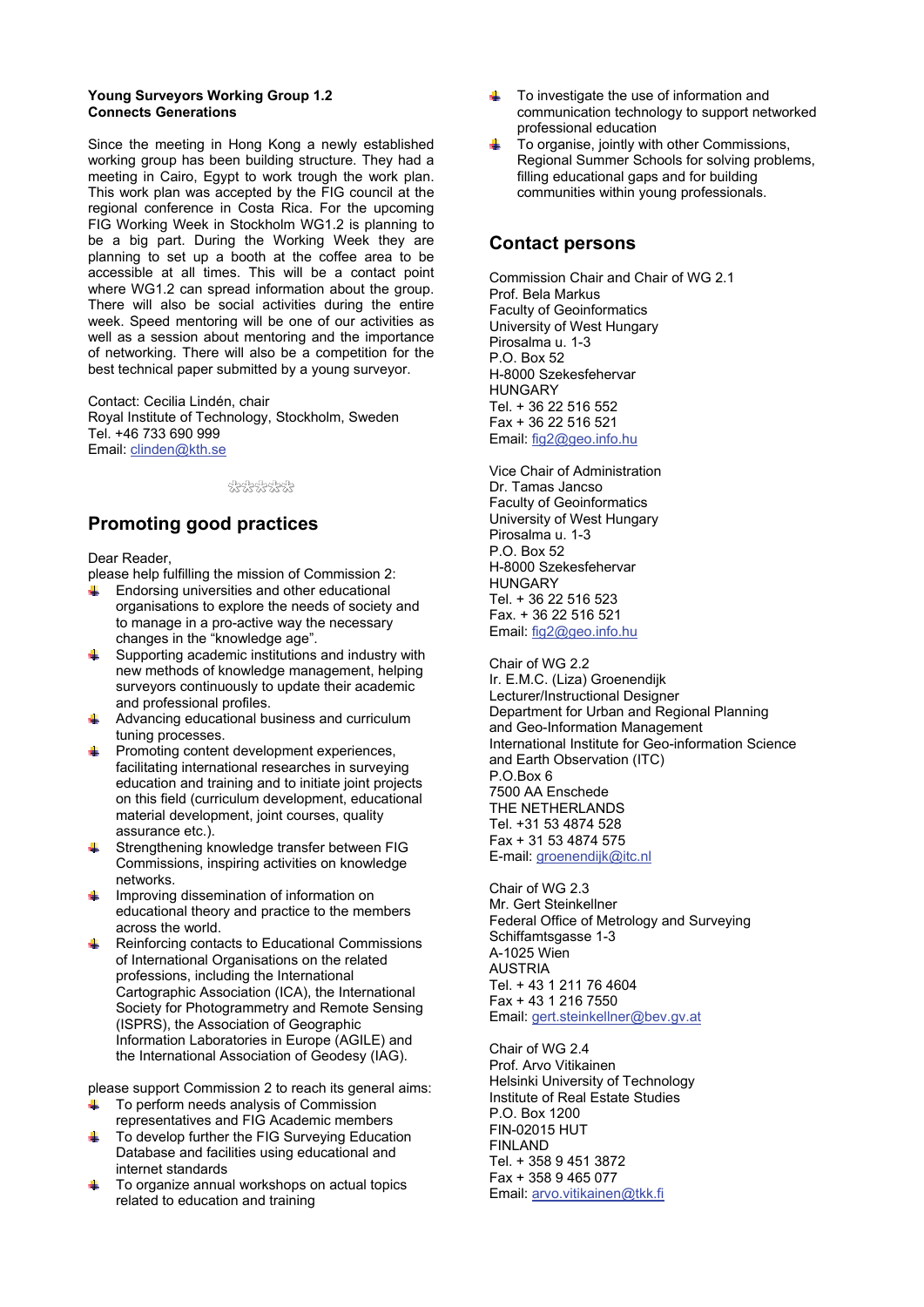**Young Surveyors Working Group 1.2**
**Connects Generations**

Since the meeting in Hong Kong a newly established working group has been building structure. They had a meeting in Cairo, Egypt to work trough the work plan. This work plan was accepted by the FIG council at the regional conference in Costa Rica. For the upcoming FIG Working Week in Stockholm WG1.2 is planning to be a big part. During the Working Week they are planning to set up a booth at the coffee area to be accessible at all times. This will be a contact point where WG1.2 can spread information about the group. There will also be social activities during the entire week. Speed mentoring will be one of our activities as well as a session about mentoring and the importance of networking. There will also be a competition for the best technical paper submitted by a young surveyor.

Contact: Cecilia Lindén, chair
Royal Institute of Technology, Stockholm, Sweden
Tel. +46 733 690 999
Email: clinden@kth.se

✲✲✲✲✲

## Promoting good practices

Dear Reader,
please help fulfilling the mission of Commission 2:

- Endorsing universities and other educational organisations to explore the needs of society and to manage in a pro-active way the necessary changes in the "knowledge age".
- Supporting academic institutions and industry with new methods of knowledge management, helping surveyors continuously to update their academic and professional profiles.
- Advancing educational business and curriculum tuning processes.
- Promoting content development experiences, facilitating international researches in surveying education and training and to initiate joint projects on this field (curriculum development, educational material development, joint courses, quality assurance etc.).
- Strengthening knowledge transfer between FIG Commissions, inspiring activities on knowledge networks.
- Improving dissemination of information on educational theory and practice to the members across the world.
- Reinforcing contacts to Educational Commissions of International Organisations on the related professions, including the International Cartographic Association (ICA), the International Society for Photogrammetry and Remote Sensing (ISPRS), the Association of Geographic Information Laboratories in Europe (AGILE) and the International Association of Geodesy (IAG).

please support Commission 2 to reach its general aims:

- To perform needs analysis of Commission representatives and FIG Academic members
- To develop further the FIG Surveying Education Database and facilities using educational and internet standards
- To organize annual workshops on actual topics related to education and training
- To investigate the use of information and communication technology to support networked professional education
- To organise, jointly with other Commissions, Regional Summer Schools for solving problems, filling educational gaps and for building communities within young professionals.

## Contact persons

Commission Chair and Chair of WG 2.1
Prof. Bela Markus
Faculty of Geoinformatics
University of West Hungary
Pirosalma u. 1-3
P.O. Box 52
H-8000 Szekesfehervar
HUNGARY
Tel. + 36 22 516 552
Fax + 36 22 516 521
Email: fig2@geo.info.hu

Vice Chair of Administration
Dr. Tamas Jancso
Faculty of Geoinformatics
University of West Hungary
Pirosalma u. 1-3
P.O. Box 52
H-8000 Szekesfehervar
HUNGARY
Tel. + 36 22 516 523
Fax. + 36 22 516 521
Email: fig2@geo.info.hu

Chair of WG 2.2
Ir. E.M.C. (Liza) Groenendijk
Lecturer/Instructional Designer
Department for Urban and Regional Planning and Geo-Information Management
International Institute for Geo-information Science and Earth Observation (ITC)
P.O.Box 6
7500 AA Enschede
THE NETHERLANDS
Tel. +31 53 4874 528
Fax + 31 53 4874 575
E-mail: groenendijk@itc.nl

Chair of WG 2.3
Mr. Gert Steinkellner
Federal Office of Metrology and Surveying
Schiffamtsgasse 1-3
A-1025 Wien
AUSTRIA
Tel. + 43 1 211 76 4604
Fax + 43 1 216 7550
Email: gert.steinkellner@bev.gv.at

Chair of WG 2.4
Prof. Arvo Vitikainen
Helsinki University of Technology
Institute of Real Estate Studies
P.O. Box 1200
FIN-02015 HUT
FINLAND
Tel. + 358 9 451 3872
Fax + 358 9 465 077
Email: arvo.vitikainen@tkk.fi